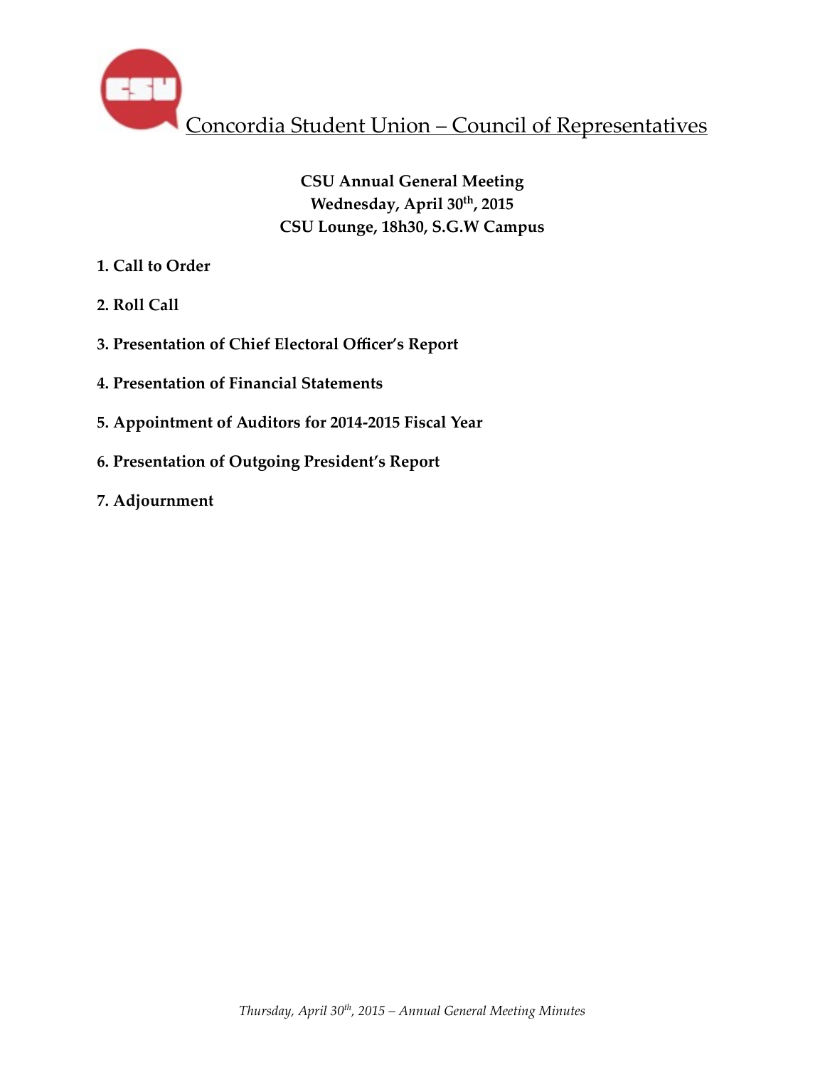# Concordia Student Union – Council of Representatives

**CSU Annual General Meeting**
**Wednesday, April 30th, 2015**
**CSU Lounge, 18h30, S.G.W Campus**

**1. Call to Order**

**2. Roll Call**

**3. Presentation of Chief Electoral Officer's Report**

**4. Presentation of Financial Statements**

**5. Appointment of Auditors for 2014-2015 Fiscal Year**

**6. Presentation of Outgoing President's Report**

**7. Adjournment**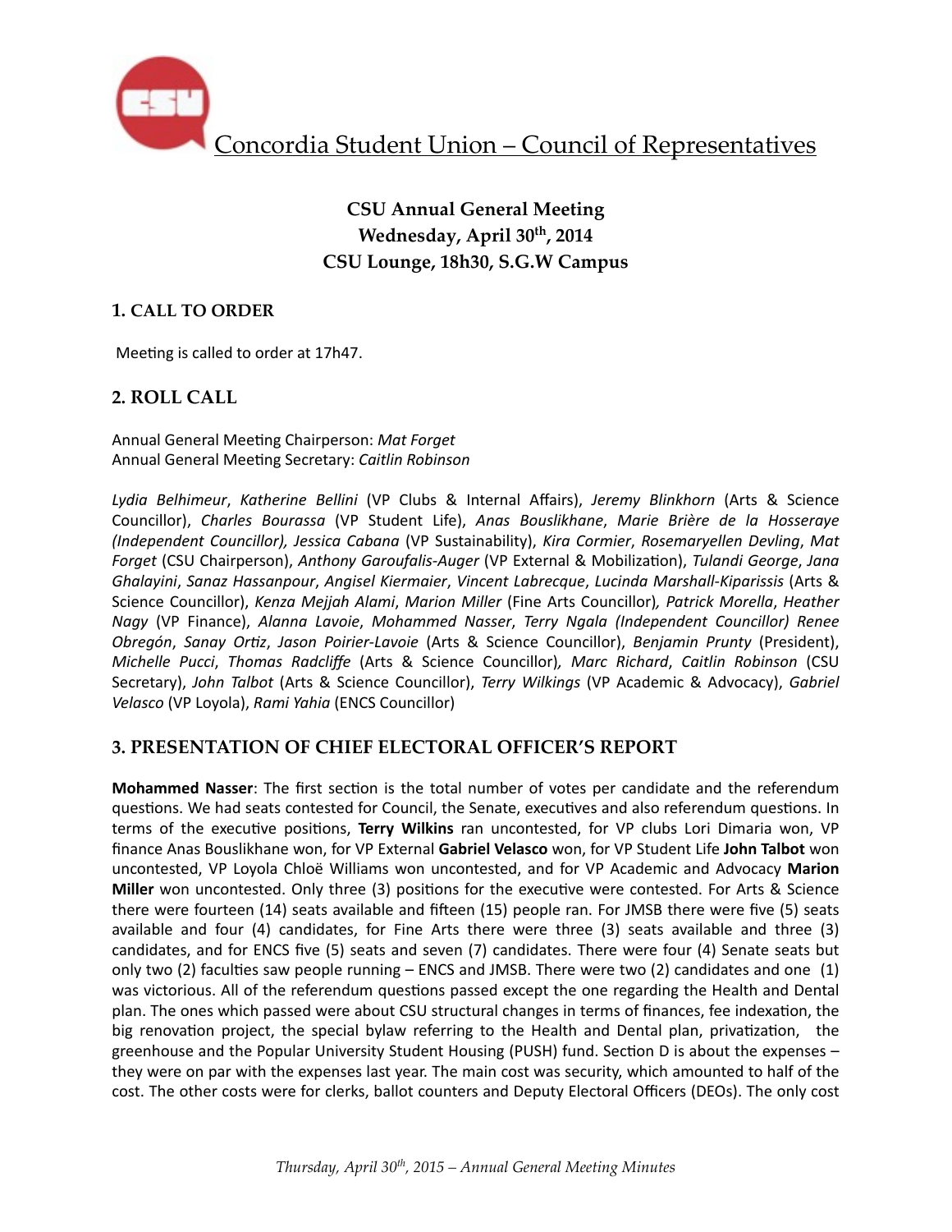Concordia Student Union – Council of Representatives

**CSU Annual General Meeting**
**Wednesday, April 30th, 2014**
**CSU Lounge, 18h30, S.G.W Campus**

## 1. CALL TO ORDER

Meeting is called to order at 17h47.

## 2. ROLL CALL

Annual General Meeting Chairperson: *Mat Forget*
Annual General Meeting Secretary: *Caitlin Robinson*

*Lydia Belhimeur*, *Katherine Bellini* (VP Clubs & Internal Affairs), *Jeremy Blinkhorn* (Arts & Science Councillor), *Charles Bourassa* (VP Student Life), *Anas Bouslikhane*, *Marie Brière de la Hosseraye (Independent Councillor), Jessica Cabana* (VP Sustainability), *Kira Cormier*, *Rosemaryellen Devling*, *Mat Forget* (CSU Chairperson), *Anthony Garoufalis-Auger* (VP External & Mobilization), *Tulandi George*, *Jana Ghalayini*, *Sanaz Hassanpour*, *Angisel Kiermaier*, *Vincent Labrecque*, *Lucinda Marshall-Kiparissis* (Arts & Science Councillor), *Kenza Mejjah Alami*, *Marion Miller* (Fine Arts Councillor)*, Patrick Morella*, *Heather Nagy* (VP Finance), *Alanna Lavoie*, *Mohammed Nasser*, *Terry Ngala (Independent Councillor) Renee Obregón*, *Sanay Ortiz*, *Jason Poirier-Lavoie* (Arts & Science Councillor), *Benjamin Prunty* (President), *Michelle Pucci*, *Thomas Radcliffe* (Arts & Science Councillor)*, Marc Richard*, *Caitlin Robinson* (CSU Secretary), *John Talbot* (Arts & Science Councillor), *Terry Wilkings* (VP Academic & Advocacy), *Gabriel Velasco* (VP Loyola), *Rami Yahia* (ENCS Councillor)

## 3. PRESENTATION OF CHIEF ELECTORAL OFFICER'S REPORT

**Mohammed Nasser**: The first section is the total number of votes per candidate and the referendum questions. We had seats contested for Council, the Senate, executives and also referendum questions. In terms of the executive positions, **Terry Wilkins** ran uncontested, for VP clubs Lori Dimaria won, VP finance Anas Bouslikhane won, for VP External **Gabriel Velasco** won, for VP Student Life **John Talbot** won uncontested, VP Loyola Chloë Williams won uncontested, and for VP Academic and Advocacy **Marion Miller** won uncontested. Only three (3) positions for the executive were contested. For Arts & Science there were fourteen (14) seats available and fifteen (15) people ran. For JMSB there were five (5) seats available and four (4) candidates, for Fine Arts there were three (3) seats available and three (3) candidates, and for ENCS five (5) seats and seven (7) candidates. There were four (4) Senate seats but only two (2) faculties saw people running – ENCS and JMSB. There were two (2) candidates and one (1) was victorious. All of the referendum questions passed except the one regarding the Health and Dental plan. The ones which passed were about CSU structural changes in terms of finances, fee indexation, the big renovation project, the special bylaw referring to the Health and Dental plan, privatization, the greenhouse and the Popular University Student Housing (PUSH) fund. Section D is about the expenses – they were on par with the expenses last year. The main cost was security, which amounted to half of the cost. The other costs were for clerks, ballot counters and Deputy Electoral Officers (DEOs). The only cost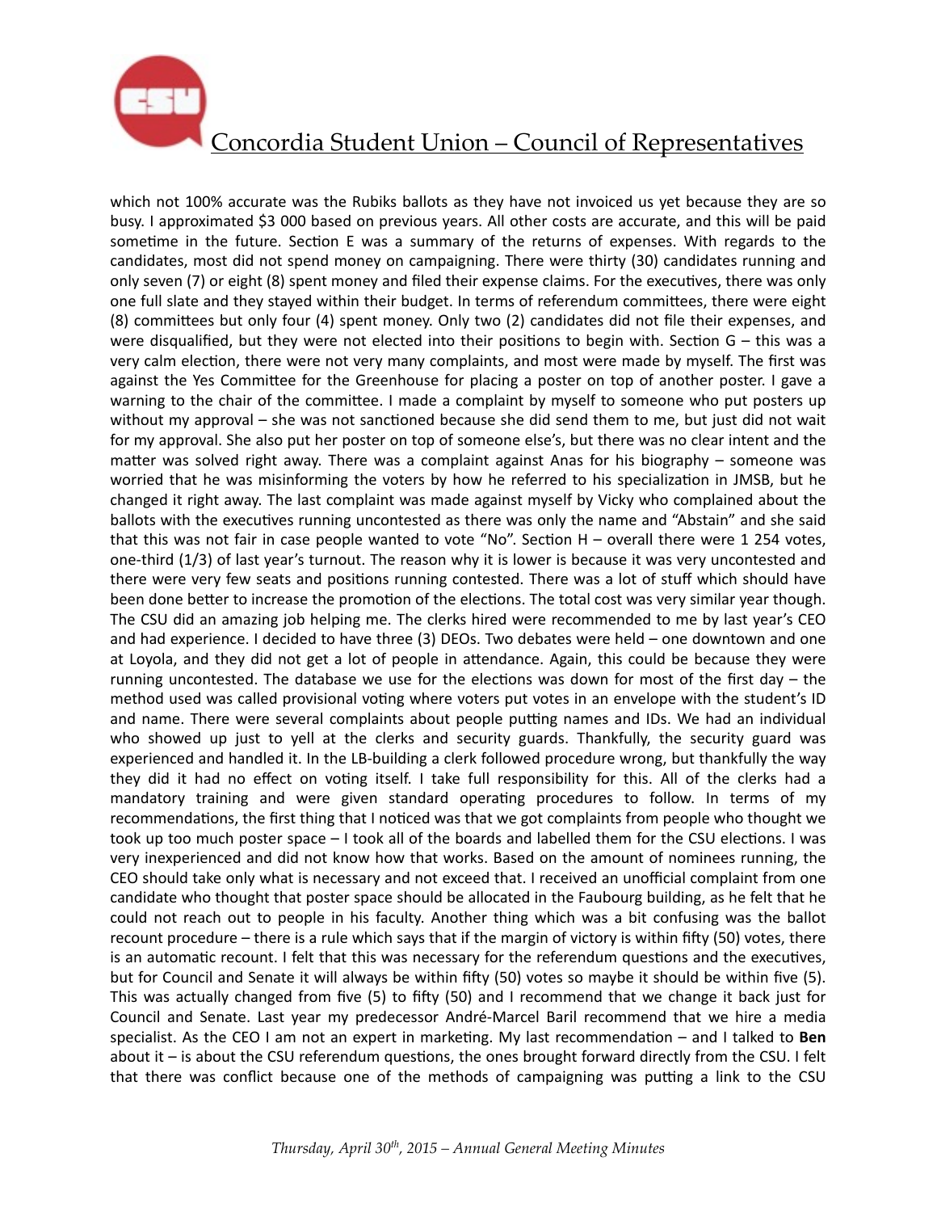which not 100% accurate was the Rubiks ballots as they have not invoiced us yet because they are so busy. I approximated $3 000 based on previous years. All other costs are accurate, and this will be paid sometime in the future. Section E was a summary of the returns of expenses. With regards to the candidates, most did not spend money on campaigning. There were thirty (30) candidates running and only seven (7) or eight (8) spent money and filed their expense claims. For the executives, there was only one full slate and they stayed within their budget. In terms of referendum committees, there were eight (8) committees but only four (4) spent money. Only two (2) candidates did not file their expenses, and were disqualified, but they were not elected into their positions to begin with. Section G – this was a very calm election, there were not very many complaints, and most were made by myself. The first was against the Yes Committee for the Greenhouse for placing a poster on top of another poster. I gave a warning to the chair of the committee. I made a complaint by myself to someone who put posters up without my approval – she was not sanctioned because she did send them to me, but just did not wait for my approval. She also put her poster on top of someone else's, but there was no clear intent and the matter was solved right away. There was a complaint against Anas for his biography – someone was worried that he was misinforming the voters by how he referred to his specialization in JMSB, but he changed it right away. The last complaint was made against myself by Vicky who complained about the ballots with the executives running uncontested as there was only the name and "Abstain" and she said that this was not fair in case people wanted to vote "No". Section H – overall there were 1 254 votes, one-third (1/3) of last year's turnout. The reason why it is lower is because it was very uncontested and there were very few seats and positions running contested. There was a lot of stuff which should have been done better to increase the promotion of the elections. The total cost was very similar year though. The CSU did an amazing job helping me. The clerks hired were recommended to me by last year's CEO and had experience. I decided to have three (3) DEOs. Two debates were held – one downtown and one at Loyola, and they did not get a lot of people in attendance. Again, this could be because they were running uncontested. The database we use for the elections was down for most of the first day – the method used was called provisional voting where voters put votes in an envelope with the student's ID and name. There were several complaints about people putting names and IDs. We had an individual who showed up just to yell at the clerks and security guards. Thankfully, the security guard was experienced and handled it. In the LB-building a clerk followed procedure wrong, but thankfully the way they did it had no effect on voting itself. I take full responsibility for this. All of the clerks had a mandatory training and were given standard operating procedures to follow. In terms of my recommendations, the first thing that I noticed was that we got complaints from people who thought we took up too much poster space – I took all of the boards and labelled them for the CSU elections. I was very inexperienced and did not know how that works. Based on the amount of nominees running, the CEO should take only what is necessary and not exceed that. I received an unofficial complaint from one candidate who thought that poster space should be allocated in the Faubourg building, as he felt that he could not reach out to people in his faculty. Another thing which was a bit confusing was the ballot recount procedure – there is a rule which says that if the margin of victory is within fifty (50) votes, there is an automatic recount. I felt that this was necessary for the referendum questions and the executives, but for Council and Senate it will always be within fifty (50) votes so maybe it should be within five (5). This was actually changed from five (5) to fifty (50) and I recommend that we change it back just for Council and Senate. Last year my predecessor André-Marcel Baril recommend that we hire a media specialist. As the CEO I am not an expert in marketing. My last recommendation – and I talked to **Ben** about it – is about the CSU referendum questions, the ones brought forward directly from the CSU. I felt that there was conflict because one of the methods of campaigning was putting a link to the CSU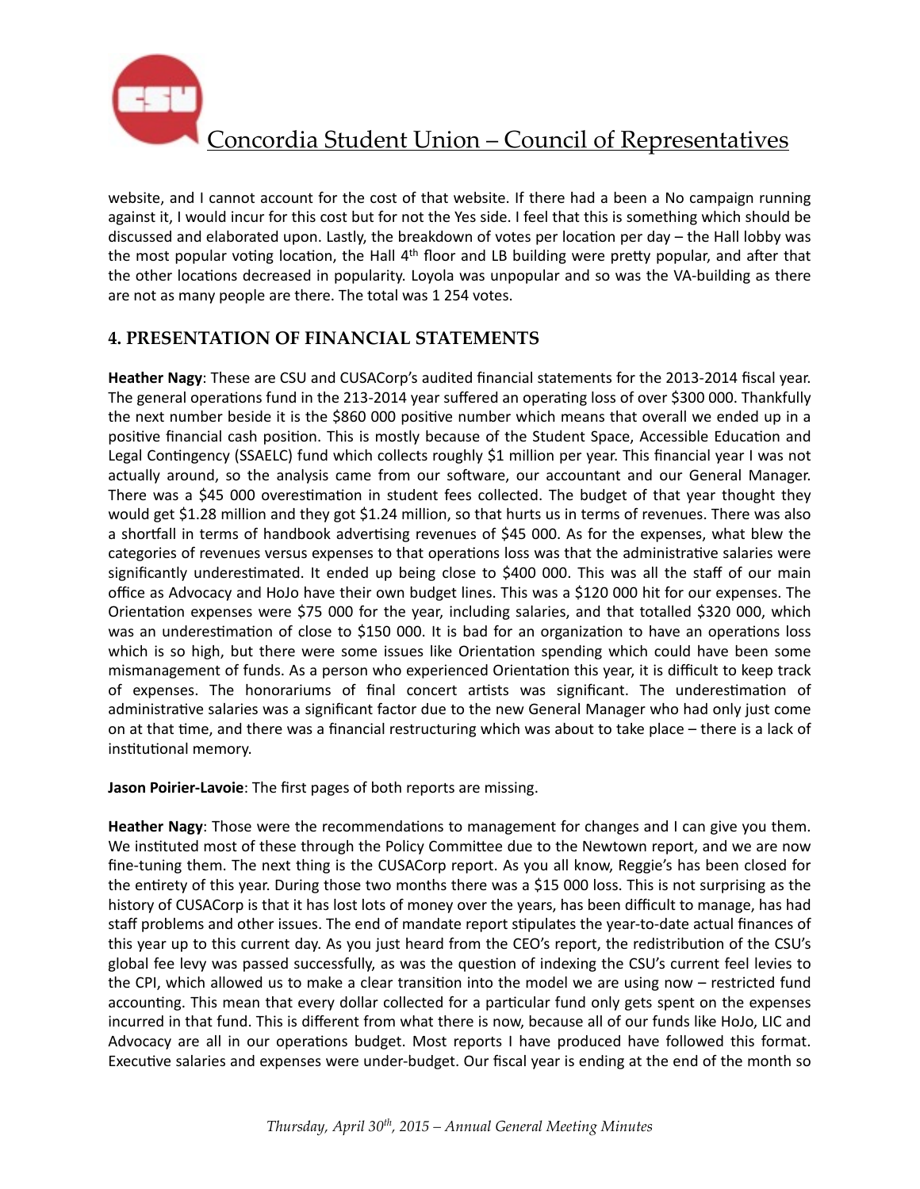website, and I cannot account for the cost of that website. If there had a been a No campaign running against it, I would incur for this cost but for not the Yes side. I feel that this is something which should be discussed and elaborated upon. Lastly, the breakdown of votes per location per day – the Hall lobby was the most popular voting location, the Hall 4th floor and LB building were pretty popular, and after that the other locations decreased in popularity. Loyola was unpopular and so was the VA-building as there are not as many people are there. The total was 1 254 votes.

## 4. PRESENTATION OF FINANCIAL STATEMENTS

**Heather Nagy**: These are CSU and CUSACorp's audited financial statements for the 2013-2014 fiscal year. The general operations fund in the 213-2014 year suffered an operating loss of over $300 000. Thankfully the next number beside it is the $860 000 positive number which means that overall we ended up in a positive financial cash position. This is mostly because of the Student Space, Accessible Education and Legal Contingency (SSAELC) fund which collects roughly $1 million per year. This financial year I was not actually around, so the analysis came from our software, our accountant and our General Manager. There was a $45 000 overestimation in student fees collected. The budget of that year thought they would get $1.28 million and they got $1.24 million, so that hurts us in terms of revenues. There was also a shortfall in terms of handbook advertising revenues of $45 000. As for the expenses, what blew the categories of revenues versus expenses to that operations loss was that the administrative salaries were significantly underestimated. It ended up being close to $400 000. This was all the staff of our main office as Advocacy and HoJo have their own budget lines. This was a $120 000 hit for our expenses. The Orientation expenses were $75 000 for the year, including salaries, and that totalled $320 000, which was an underestimation of close to $150 000. It is bad for an organization to have an operations loss which is so high, but there were some issues like Orientation spending which could have been some mismanagement of funds. As a person who experienced Orientation this year, it is difficult to keep track of expenses. The honorariums of final concert artists was significant. The underestimation of administrative salaries was a significant factor due to the new General Manager who had only just come on at that time, and there was a financial restructuring which was about to take place – there is a lack of institutional memory.

**Jason Poirier-Lavoie**: The first pages of both reports are missing.

**Heather Nagy**: Those were the recommendations to management for changes and I can give you them. We instituted most of these through the Policy Committee due to the Newtown report, and we are now fine-tuning them. The next thing is the CUSACorp report. As you all know, Reggie's has been closed for the entirety of this year. During those two months there was a $15 000 loss. This is not surprising as the history of CUSACorp is that it has lost lots of money over the years, has been difficult to manage, has had staff problems and other issues. The end of mandate report stipulates the year-to-date actual finances of this year up to this current day. As you just heard from the CEO's report, the redistribution of the CSU's global fee levy was passed successfully, as was the question of indexing the CSU's current feel levies to the CPI, which allowed us to make a clear transition into the model we are using now – restricted fund accounting. This mean that every dollar collected for a particular fund only gets spent on the expenses incurred in that fund. This is different from what there is now, because all of our funds like HoJo, LIC and Advocacy are all in our operations budget. Most reports I have produced have followed this format. Executive salaries and expenses were under-budget. Our fiscal year is ending at the end of the month so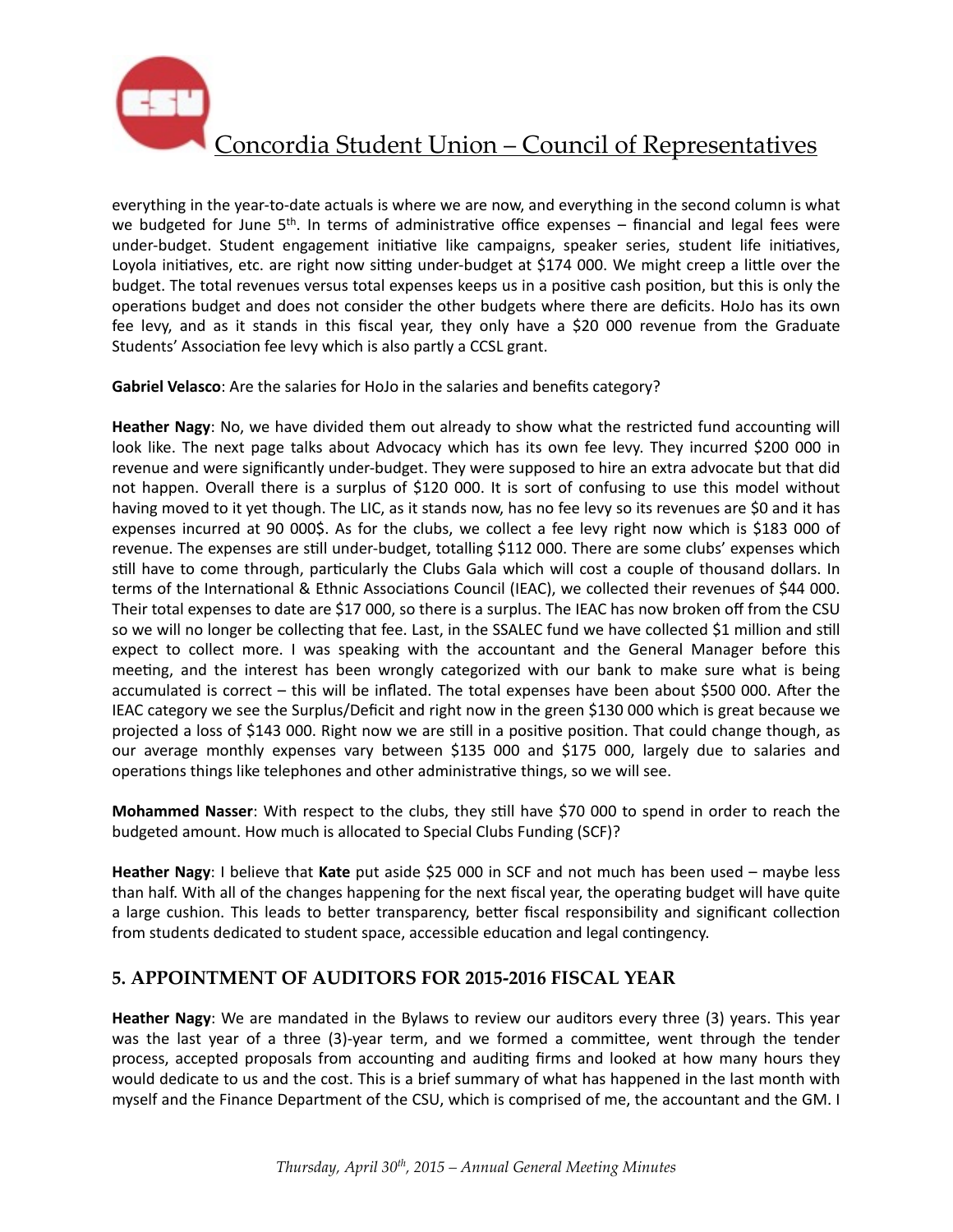everything in the year-to-date actuals is where we are now, and everything in the second column is what we budgeted for June 5th. In terms of administrative office expenses – financial and legal fees were under-budget. Student engagement initiative like campaigns, speaker series, student life initiatives, Loyola initiatives, etc. are right now sitting under-budget at $174 000. We might creep a little over the budget. The total revenues versus total expenses keeps us in a positive cash position, but this is only the operations budget and does not consider the other budgets where there are deficits. HoJo has its own fee levy, and as it stands in this fiscal year, they only have a $20 000 revenue from the Graduate Students' Association fee levy which is also partly a CCSL grant.

**Gabriel Velasco**: Are the salaries for HoJo in the salaries and benefits category?

**Heather Nagy**: No, we have divided them out already to show what the restricted fund accounting will look like. The next page talks about Advocacy which has its own fee levy. They incurred $200 000 in revenue and were significantly under-budget. They were supposed to hire an extra advocate but that did not happen. Overall there is a surplus of $120 000. It is sort of confusing to use this model without having moved to it yet though. The LIC, as it stands now, has no fee levy so its revenues are $0 and it has expenses incurred at 90 000$. As for the clubs, we collect a fee levy right now which is $183 000 of revenue. The expenses are still under-budget, totalling $112 000. There are some clubs' expenses which still have to come through, particularly the Clubs Gala which will cost a couple of thousand dollars. In terms of the International & Ethnic Associations Council (IEAC), we collected their revenues of $44 000. Their total expenses to date are $17 000, so there is a surplus. The IEAC has now broken off from the CSU so we will no longer be collecting that fee. Last, in the SSALEC fund we have collected $1 million and still expect to collect more. I was speaking with the accountant and the General Manager before this meeting, and the interest has been wrongly categorized with our bank to make sure what is being accumulated is correct – this will be inflated. The total expenses have been about $500 000. After the IEAC category we see the Surplus/Deficit and right now in the green $130 000 which is great because we projected a loss of $143 000. Right now we are still in a positive position. That could change though, as our average monthly expenses vary between $135 000 and $175 000, largely due to salaries and operations things like telephones and other administrative things, so we will see.

**Mohammed Nasser**: With respect to the clubs, they still have $70 000 to spend in order to reach the budgeted amount. How much is allocated to Special Clubs Funding (SCF)?

**Heather Nagy**: I believe that **Kate** put aside $25 000 in SCF and not much has been used – maybe less than half. With all of the changes happening for the next fiscal year, the operating budget will have quite a large cushion. This leads to better transparency, better fiscal responsibility and significant collection from students dedicated to student space, accessible education and legal contingency.

## 5. APPOINTMENT OF AUDITORS FOR 2015-2016 FISCAL YEAR

**Heather Nagy**: We are mandated in the Bylaws to review our auditors every three (3) years. This year was the last year of a three (3)-year term, and we formed a committee, went through the tender process, accepted proposals from accounting and auditing firms and looked at how many hours they would dedicate to us and the cost. This is a brief summary of what has happened in the last month with myself and the Finance Department of the CSU, which is comprised of me, the accountant and the GM. I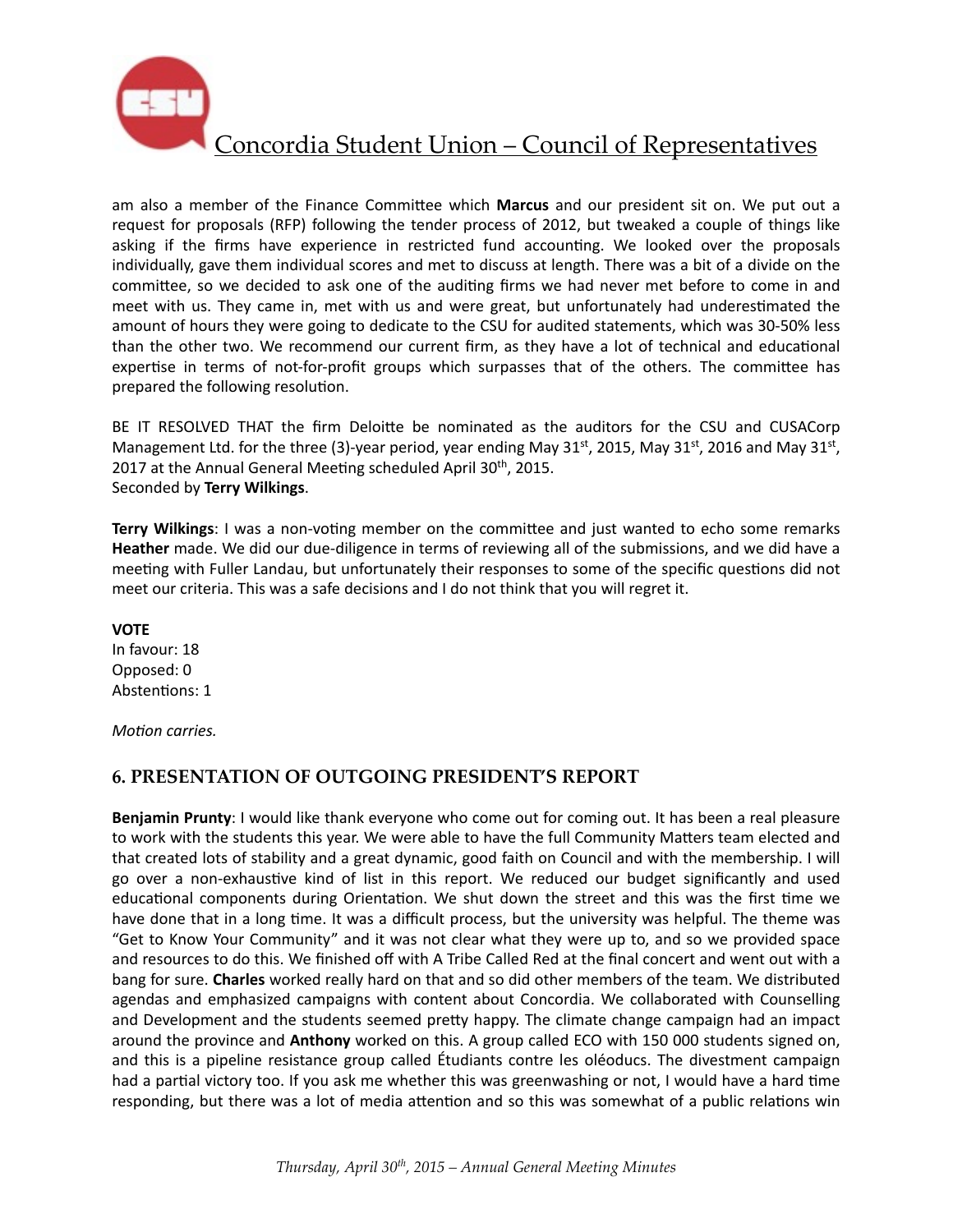am also a member of the Finance Committee which **Marcus** and our president sit on. We put out a request for proposals (RFP) following the tender process of 2012, but tweaked a couple of things like asking if the firms have experience in restricted fund accounting. We looked over the proposals individually, gave them individual scores and met to discuss at length. There was a bit of a divide on the committee, so we decided to ask one of the auditing firms we had never met before to come in and meet with us. They came in, met with us and were great, but unfortunately had underestimated the amount of hours they were going to dedicate to the CSU for audited statements, which was 30-50% less than the other two. We recommend our current firm, as they have a lot of technical and educational expertise in terms of not-for-profit groups which surpasses that of the others. The committee has prepared the following resolution.

BE IT RESOLVED THAT the firm Deloitte be nominated as the auditors for the CSU and CUSACorp Management Ltd. for the three (3)-year period, year ending May 31st, 2015, May 31st, 2016 and May 31st, 2017 at the Annual General Meeting scheduled April 30th, 2015.
Seconded by **Terry Wilkings**.

**Terry Wilkings**: I was a non-voting member on the committee and just wanted to echo some remarks **Heather** made. We did our due-diligence in terms of reviewing all of the submissions, and we did have a meeting with Fuller Landau, but unfortunately their responses to some of the specific questions did not meet our criteria. This was a safe decisions and I do not think that you will regret it.

**VOTE**
In favour: 18
Opposed: 0
Abstentions: 1

*Motion carries.*

## 6. PRESENTATION OF OUTGOING PRESIDENT'S REPORT

**Benjamin Prunty**: I would like thank everyone who come out for coming out. It has been a real pleasure to work with the students this year. We were able to have the full Community Matters team elected and that created lots of stability and a great dynamic, good faith on Council and with the membership. I will go over a non-exhaustive kind of list in this report. We reduced our budget significantly and used educational components during Orientation. We shut down the street and this was the first time we have done that in a long time. It was a difficult process, but the university was helpful. The theme was "Get to Know Your Community" and it was not clear what they were up to, and so we provided space and resources to do this. We finished off with A Tribe Called Red at the final concert and went out with a bang for sure. **Charles** worked really hard on that and so did other members of the team. We distributed agendas and emphasized campaigns with content about Concordia. We collaborated with Counselling and Development and the students seemed pretty happy. The climate change campaign had an impact around the province and **Anthony** worked on this. A group called ECO with 150 000 students signed on, and this is a pipeline resistance group called Étudiants contre les oléoducs. The divestment campaign had a partial victory too. If you ask me whether this was greenwashing or not, I would have a hard time responding, but there was a lot of media attention and so this was somewhat of a public relations win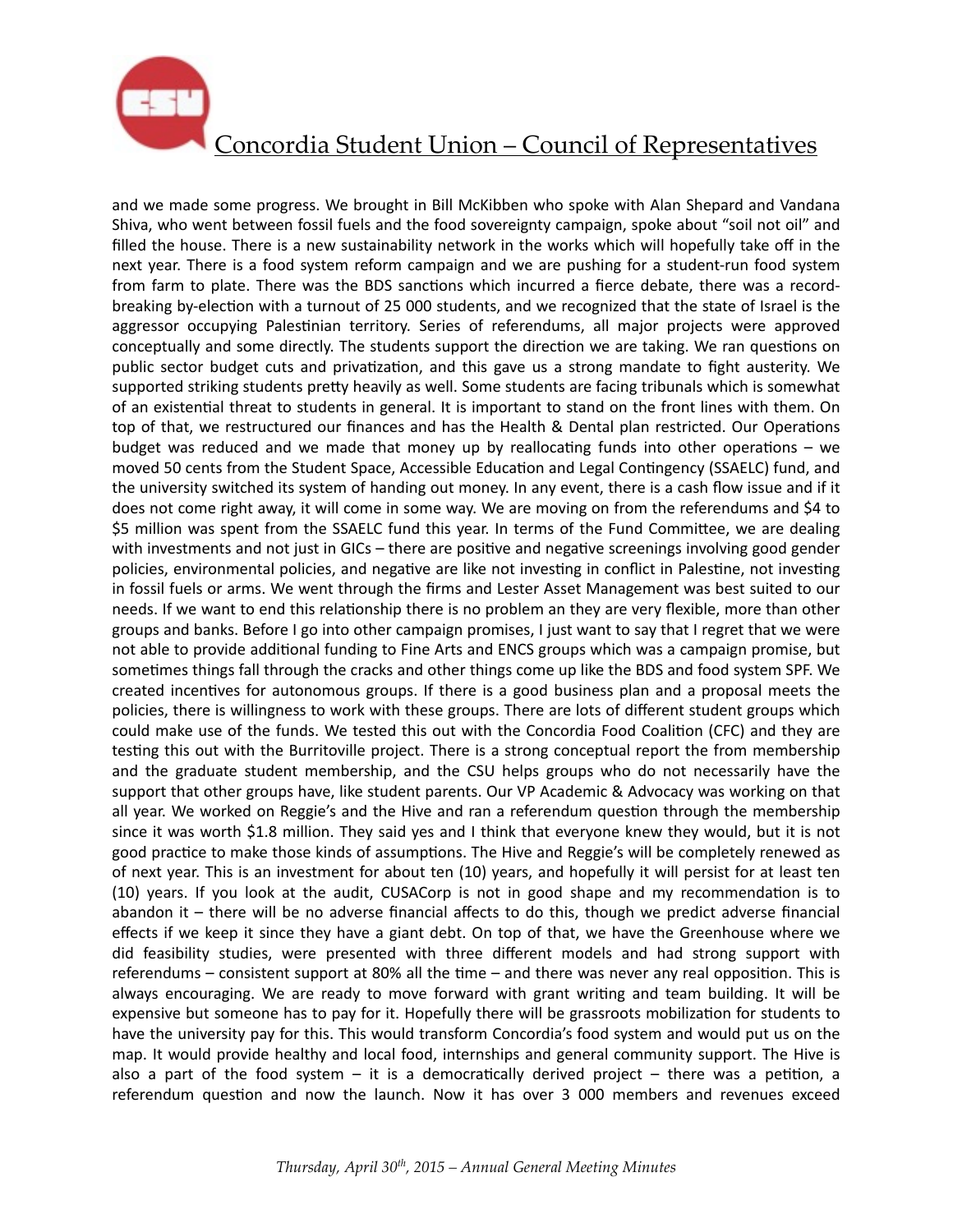and we made some progress. We brought in Bill McKibben who spoke with Alan Shepard and Vandana Shiva, who went between fossil fuels and the food sovereignty campaign, spoke about "soil not oil" and filled the house. There is a new sustainability network in the works which will hopefully take off in the next year. There is a food system reform campaign and we are pushing for a student-run food system from farm to plate. There was the BDS sanctions which incurred a fierce debate, there was a record-breaking by-election with a turnout of 25 000 students, and we recognized that the state of Israel is the aggressor occupying Palestinian territory. Series of referendums, all major projects were approved conceptually and some directly. The students support the direction we are taking. We ran questions on public sector budget cuts and privatization, and this gave us a strong mandate to fight austerity. We supported striking students pretty heavily as well. Some students are facing tribunals which is somewhat of an existential threat to students in general. It is important to stand on the front lines with them. On top of that, we restructured our finances and has the Health & Dental plan restricted. Our Operations budget was reduced and we made that money up by reallocating funds into other operations – we moved 50 cents from the Student Space, Accessible Education and Legal Contingency (SSAELC) fund, and the university switched its system of handing out money. In any event, there is a cash flow issue and if it does not come right away, it will come in some way. We are moving on from the referendums and $4 to $5 million was spent from the SSAELC fund this year. In terms of the Fund Committee, we are dealing with investments and not just in GICs – there are positive and negative screenings involving good gender policies, environmental policies, and negative are like not investing in conflict in Palestine, not investing in fossil fuels or arms. We went through the firms and Lester Asset Management was best suited to our needs. If we want to end this relationship there is no problem an they are very flexible, more than other groups and banks. Before I go into other campaign promises, I just want to say that I regret that we were not able to provide additional funding to Fine Arts and ENCS groups which was a campaign promise, but sometimes things fall through the cracks and other things come up like the BDS and food system SPF. We created incentives for autonomous groups. If there is a good business plan and a proposal meets the policies, there is willingness to work with these groups. There are lots of different student groups which could make use of the funds. We tested this out with the Concordia Food Coalition (CFC) and they are testing this out with the Burritoville project. There is a strong conceptual report the from membership and the graduate student membership, and the CSU helps groups who do not necessarily have the support that other groups have, like student parents. Our VP Academic & Advocacy was working on that all year. We worked on Reggie's and the Hive and ran a referendum question through the membership since it was worth $1.8 million. They said yes and I think that everyone knew they would, but it is not good practice to make those kinds of assumptions. The Hive and Reggie's will be completely renewed as of next year. This is an investment for about ten (10) years, and hopefully it will persist for at least ten (10) years. If you look at the audit, CUSACorp is not in good shape and my recommendation is to abandon it – there will be no adverse financial affects to do this, though we predict adverse financial effects if we keep it since they have a giant debt. On top of that, we have the Greenhouse where we did feasibility studies, were presented with three different models and had strong support with referendums – consistent support at 80% all the time – and there was never any real opposition. This is always encouraging. We are ready to move forward with grant writing and team building. It will be expensive but someone has to pay for it. Hopefully there will be grassroots mobilization for students to have the university pay for this. This would transform Concordia's food system and would put us on the map. It would provide healthy and local food, internships and general community support. The Hive is also a part of the food system – it is a democratically derived project – there was a petition, a referendum question and now the launch. Now it has over 3 000 members and revenues exceed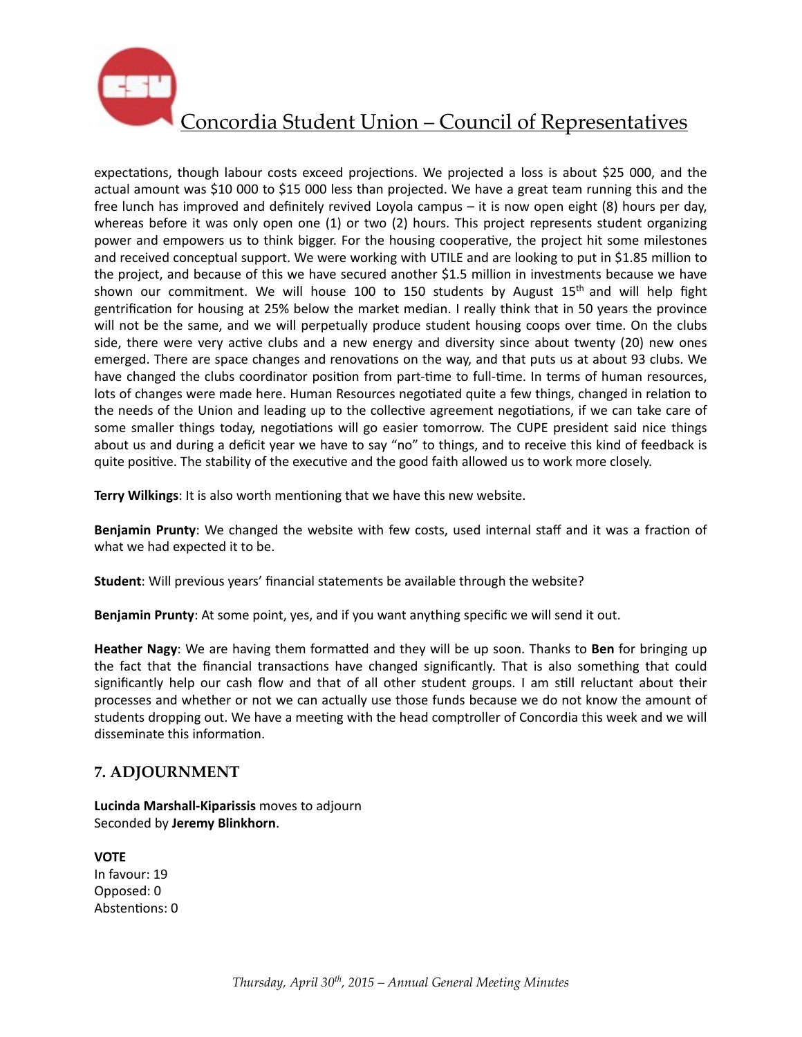expectations, though labour costs exceed projections. We projected a loss is about $25 000, and the actual amount was $10 000 to $15 000 less than projected. We have a great team running this and the free lunch has improved and definitely revived Loyola campus – it is now open eight (8) hours per day, whereas before it was only open one (1) or two (2) hours. This project represents student organizing power and empowers us to think bigger. For the housing cooperative, the project hit some milestones and received conceptual support. We were working with UTILE and are looking to put in $1.85 million to the project, and because of this we have secured another $1.5 million in investments because we have shown our commitment. We will house 100 to 150 students by August 15th and will help fight gentrification for housing at 25% below the market median. I really think that in 50 years the province will not be the same, and we will perpetually produce student housing coops over time. On the clubs side, there were very active clubs and a new energy and diversity since about twenty (20) new ones emerged. There are space changes and renovations on the way, and that puts us at about 93 clubs. We have changed the clubs coordinator position from part-time to full-time. In terms of human resources, lots of changes were made here. Human Resources negotiated quite a few things, changed in relation to the needs of the Union and leading up to the collective agreement negotiations, if we can take care of some smaller things today, negotiations will go easier tomorrow. The CUPE president said nice things about us and during a deficit year we have to say "no" to things, and to receive this kind of feedback is quite positive. The stability of the executive and the good faith allowed us to work more closely.

**Terry Wilkings**: It is also worth mentioning that we have this new website.

**Benjamin Prunty**: We changed the website with few costs, used internal staff and it was a fraction of what we had expected it to be.

**Student**: Will previous years' financial statements be available through the website?

**Benjamin Prunty**: At some point, yes, and if you want anything specific we will send it out.

**Heather Nagy**: We are having them formatted and they will be up soon. Thanks to **Ben** for bringing up the fact that the financial transactions have changed significantly. That is also something that could significantly help our cash flow and that of all other student groups. I am still reluctant about their processes and whether or not we can actually use those funds because we do not know the amount of students dropping out. We have a meeting with the head comptroller of Concordia this week and we will disseminate this information.

## 7. ADJOURNMENT

**Lucinda Marshall-Kiparissis** moves to adjourn
Seconded by **Jeremy Blinkhorn**.

**VOTE**
In favour: 19
Opposed: 0
Abstentions: 0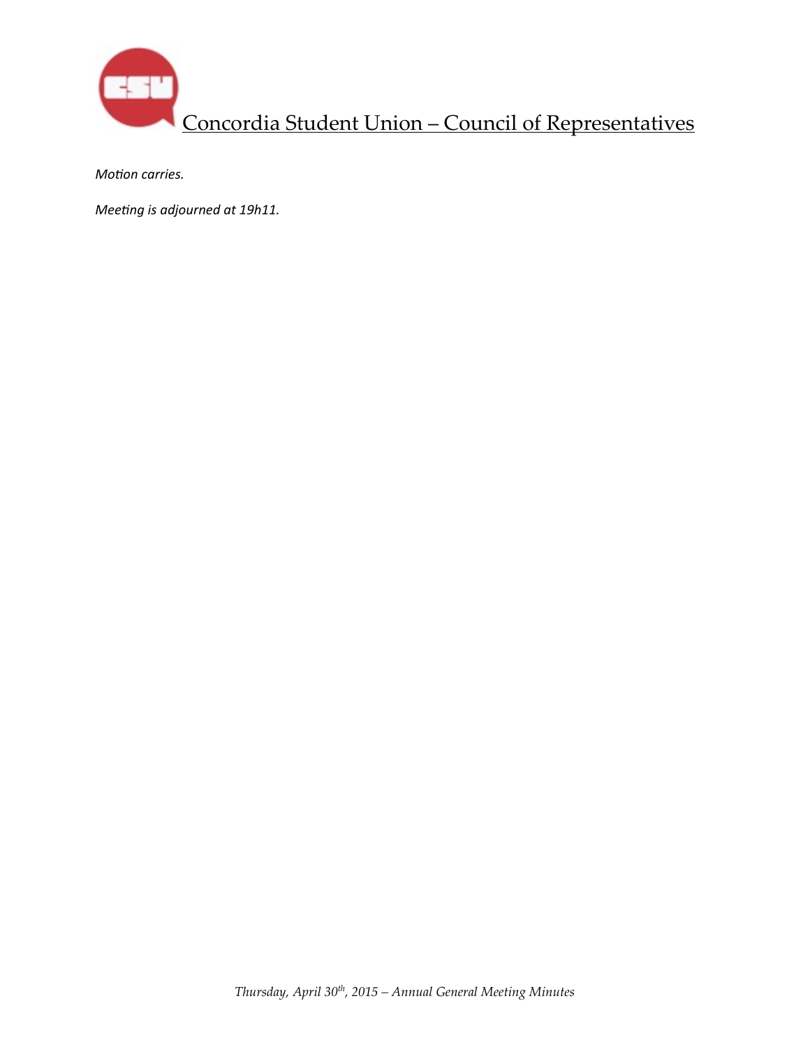*Motion carries.*

*Meeting is adjourned at 19h11.*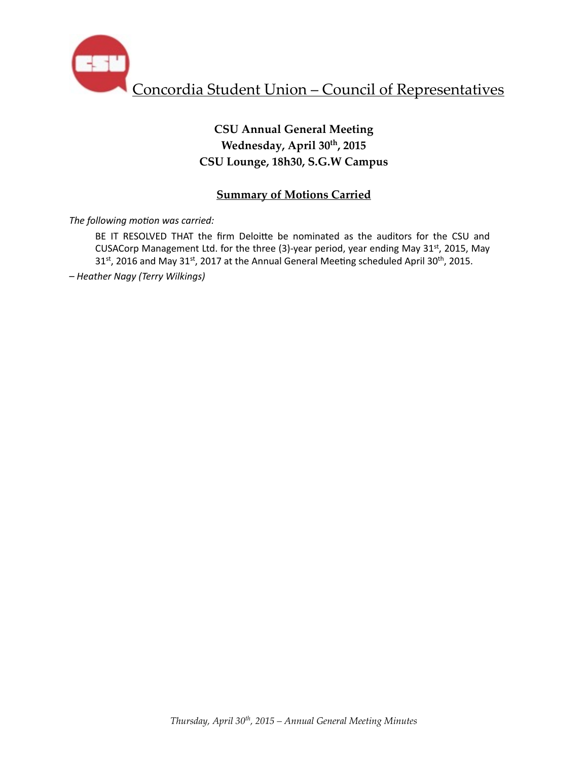## Concordia Student Union – Council of Representatives

### CSU Annual General Meeting
### Wednesday, April 30th, 2015
### CSU Lounge, 18h30, S.G.W Campus

### Summary of Motions Carried

*The following motion was carried:*

> BE IT RESOLVED THAT the firm Deloitte be nominated as the auditors for the CSU and CUSACorp Management Ltd. for the three (3)-year period, year ending May 31st, 2015, May 31st, 2016 and May 31st, 2017 at the Annual General Meeting scheduled April 30th, 2015.

*– Heather Nagy (Terry Wilkings)*